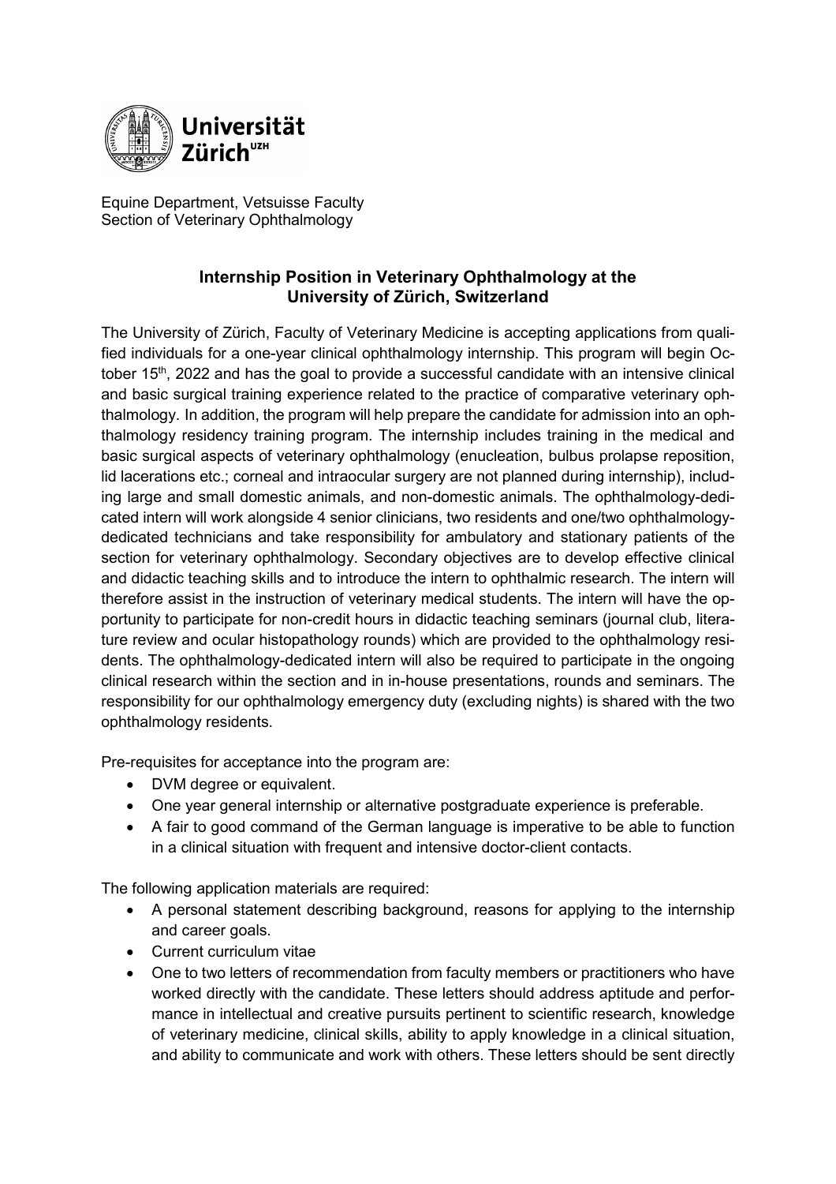Universität Zürich[UZH]

Equine Department, Vetsuisse Faculty
Section of Veterinary Ophthalmology

## Internship Position in Veterinary Ophthalmology at the University of Zürich, Switzerland

The University of Zürich, Faculty of Veterinary Medicine is accepting applications from qualified individuals for a one-year clinical ophthalmology internship. This program will begin October 15th, 2022 and has the goal to provide a successful candidate with an intensive clinical and basic surgical training experience related to the practice of comparative veterinary ophthalmology. In addition, the program will help prepare the candidate for admission into an ophthalmology residency training program. The internship includes training in the medical and basic surgical aspects of veterinary ophthalmology (enucleation, bulbus prolapse reposition, lid lacerations etc.; corneal and intraocular surgery are not planned during internship), including large and small domestic animals, and non-domestic animals. The ophthalmology-dedicated intern will work alongside 4 senior clinicians, two residents and one/two ophthalmology-dedicated technicians and take responsibility for ambulatory and stationary patients of the section for veterinary ophthalmology. Secondary objectives are to develop effective clinical and didactic teaching skills and to introduce the intern to ophthalmic research. The intern will therefore assist in the instruction of veterinary medical students. The intern will have the opportunity to participate for non-credit hours in didactic teaching seminars (journal club, literature review and ocular histopathology rounds) which are provided to the ophthalmology residents. The ophthalmology-dedicated intern will also be required to participate in the ongoing clinical research within the section and in in-house presentations, rounds and seminars. The responsibility for our ophthalmology emergency duty (excluding nights) is shared with the two ophthalmology residents.

Pre-requisites for acceptance into the program are:

- DVM degree or equivalent.
- One year general internship or alternative postgraduate experience is preferable.
- A fair to good command of the German language is imperative to be able to function in a clinical situation with frequent and intensive doctor-client contacts.

The following application materials are required:

- A personal statement describing background, reasons for applying to the internship and career goals.
- Current curriculum vitae
- One to two letters of recommendation from faculty members or practitioners who have worked directly with the candidate. These letters should address aptitude and performance in intellectual and creative pursuits pertinent to scientific research, knowledge of veterinary medicine, clinical skills, ability to apply knowledge in a clinical situation, and ability to communicate and work with others. These letters should be sent directly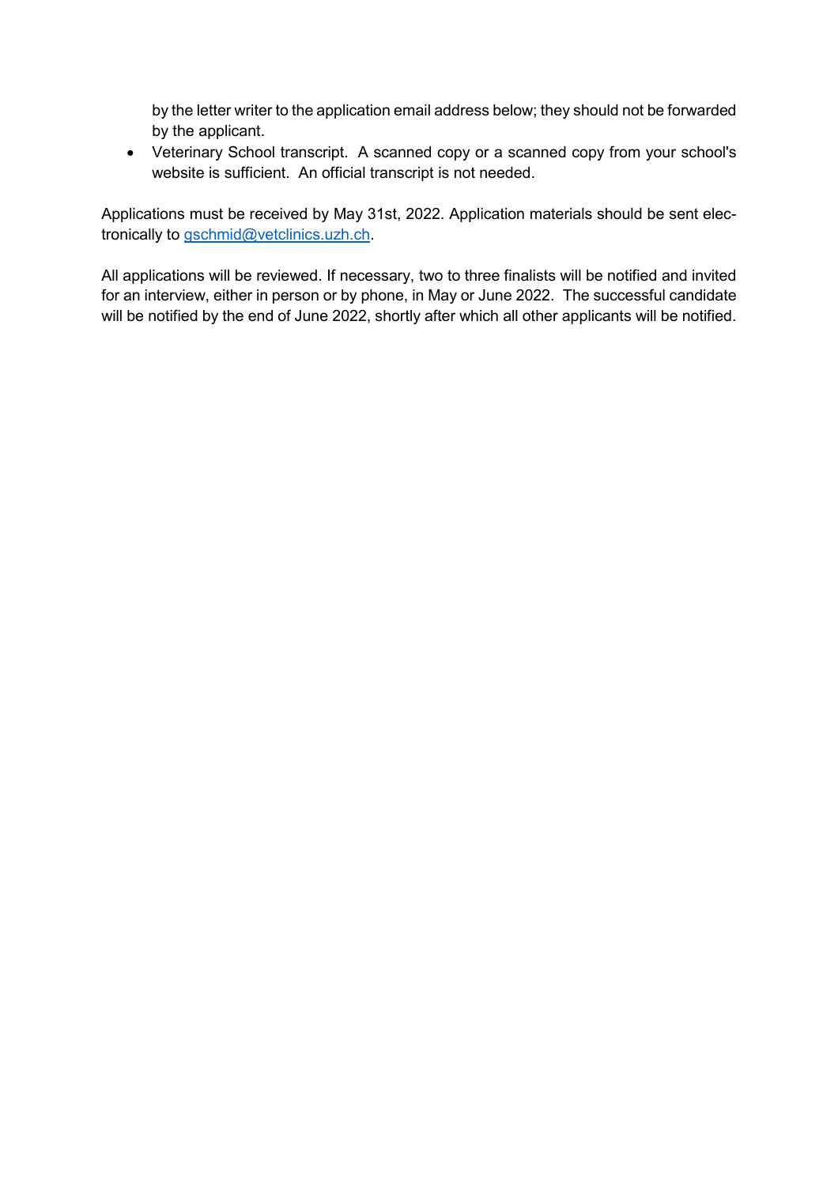by the letter writer to the application email address below; they should not be forwarded by the applicant.

- Veterinary School transcript. A scanned copy or a scanned copy from your school's website is sufficient. An official transcript is not needed.

Applications must be received by May 31st, 2022. Application materials should be sent electronically to gschmid@vetclinics.uzh.ch.

All applications will be reviewed. If necessary, two to three finalists will be notified and invited for an interview, either in person or by phone, in May or June 2022. The successful candidate will be notified by the end of June 2022, shortly after which all other applicants will be notified.